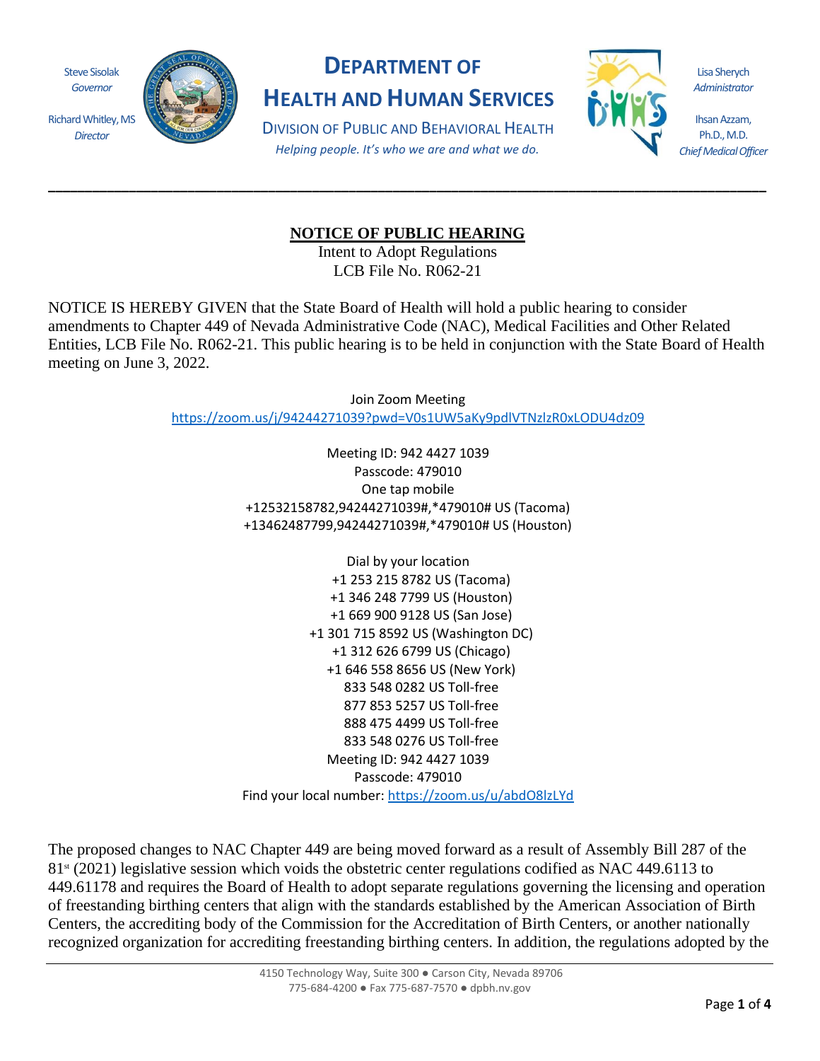Steve Sisolak
*Governor*

Richard Whitley, MS
*Director*

# DEPARTMENT OF HEALTH AND HUMAN SERVICES

DIVISION OF PUBLIC AND BEHAVIORAL HEALTH

*Helping people. It's who we are and what we do.*

Lisa Sherych
*Administrator*

Ihsan Azzam, Ph.D., M.D.
*Chief Medical Officer*

---

## NOTICE OF PUBLIC HEARING

Intent to Adopt Regulations
LCB File No. R062-21

NOTICE IS HEREBY GIVEN that the State Board of Health will hold a public hearing to consider amendments to Chapter 449 of Nevada Administrative Code (NAC), Medical Facilities and Other Related Entities, LCB File No. R062-21. This public hearing is to be held in conjunction with the State Board of Health meeting on June 3, 2022.

Join Zoom Meeting
https://zoom.us/j/94244271039?pwd=V0s1UW5aKy9pdlVTNzlzR0xLODU4dz09

Meeting ID: 942 4427 1039
Passcode: 479010
One tap mobile
+12532158782,94244271039#,*479010# US (Tacoma)
+13462487799,94244271039#,*479010# US (Houston)

Dial by your location
+1 253 215 8782 US (Tacoma)
+1 346 248 7799 US (Houston)
+1 669 900 9128 US (San Jose)
+1 301 715 8592 US (Washington DC)
+1 312 626 6799 US (Chicago)
+1 646 558 8656 US (New York)
833 548 0282 US Toll-free
877 853 5257 US Toll-free
888 475 4499 US Toll-free
833 548 0276 US Toll-free
Meeting ID: 942 4427 1039
Passcode: 479010
Find your local number: https://zoom.us/u/abdO8lzLYd

The proposed changes to NAC Chapter 449 are being moved forward as a result of Assembly Bill 287 of the 81st (2021) legislative session which voids the obstetric center regulations codified as NAC 449.6113 to 449.61178 and requires the Board of Health to adopt separate regulations governing the licensing and operation of freestanding birthing centers that align with the standards established by the American Association of Birth Centers, the accrediting body of the Commission for the Accreditation of Birth Centers, or another nationally recognized organization for accrediting freestanding birthing centers. In addition, the regulations adopted by the

4150 Technology Way, Suite 300 ● Carson City, Nevada 89706
775-684-4200 ● Fax 775-687-7570 ● dpbh.nv.gov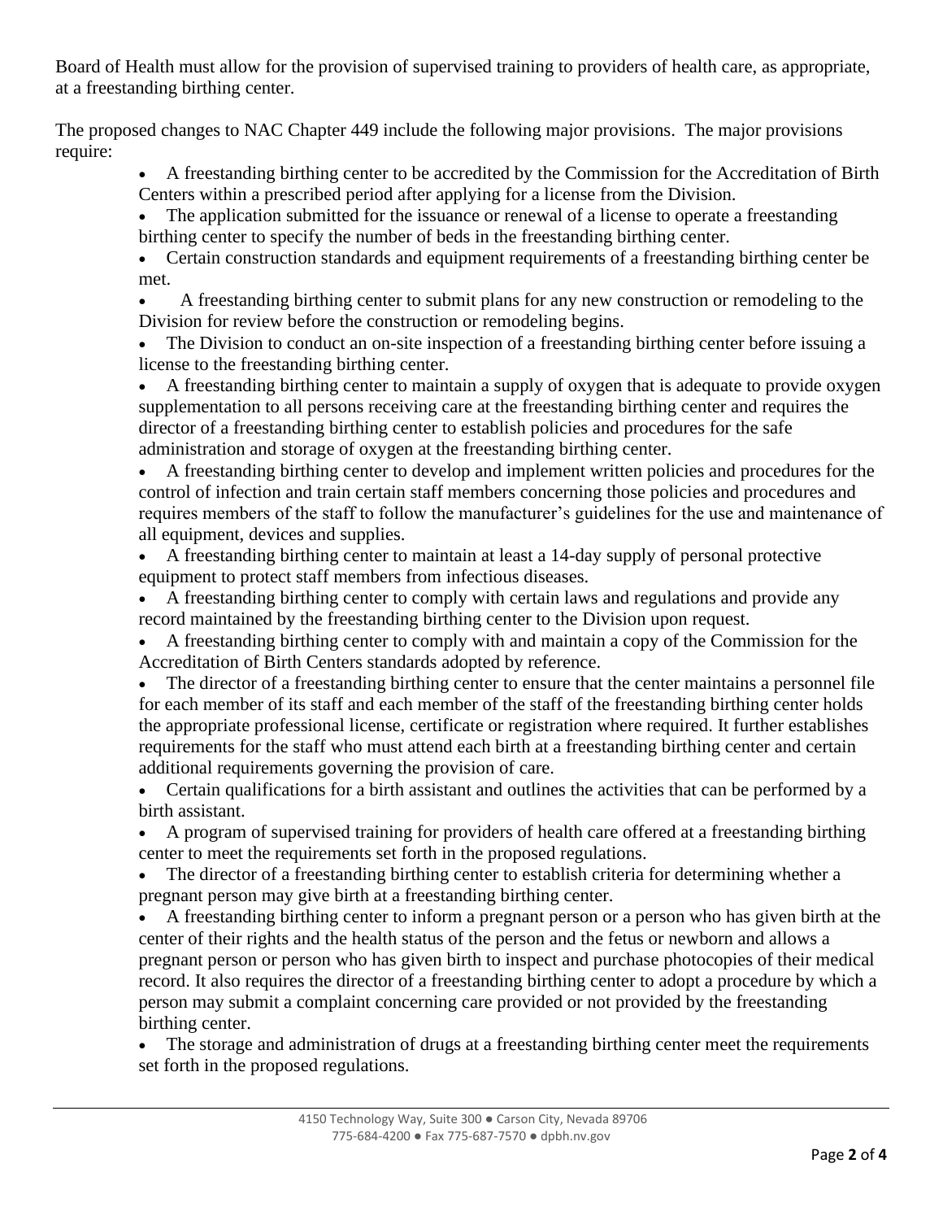Board of Health must allow for the provision of supervised training to providers of health care, as appropriate, at a freestanding birthing center.

The proposed changes to NAC Chapter 449 include the following major provisions. The major provisions require:

- A freestanding birthing center to be accredited by the Commission for the Accreditation of Birth Centers within a prescribed period after applying for a license from the Division.
- The application submitted for the issuance or renewal of a license to operate a freestanding birthing center to specify the number of beds in the freestanding birthing center.
- Certain construction standards and equipment requirements of a freestanding birthing center be met.
- A freestanding birthing center to submit plans for any new construction or remodeling to the Division for review before the construction or remodeling begins.
- The Division to conduct an on-site inspection of a freestanding birthing center before issuing a license to the freestanding birthing center.
- A freestanding birthing center to maintain a supply of oxygen that is adequate to provide oxygen supplementation to all persons receiving care at the freestanding birthing center and requires the director of a freestanding birthing center to establish policies and procedures for the safe administration and storage of oxygen at the freestanding birthing center.
- A freestanding birthing center to develop and implement written policies and procedures for the control of infection and train certain staff members concerning those policies and procedures and requires members of the staff to follow the manufacturer's guidelines for the use and maintenance of all equipment, devices and supplies.
- A freestanding birthing center to maintain at least a 14-day supply of personal protective equipment to protect staff members from infectious diseases.
- A freestanding birthing center to comply with certain laws and regulations and provide any record maintained by the freestanding birthing center to the Division upon request.
- A freestanding birthing center to comply with and maintain a copy of the Commission for the Accreditation of Birth Centers standards adopted by reference.
- The director of a freestanding birthing center to ensure that the center maintains a personnel file for each member of its staff and each member of the staff of the freestanding birthing center holds the appropriate professional license, certificate or registration where required. It further establishes requirements for the staff who must attend each birth at a freestanding birthing center and certain additional requirements governing the provision of care.
- Certain qualifications for a birth assistant and outlines the activities that can be performed by a birth assistant.
- A program of supervised training for providers of health care offered at a freestanding birthing center to meet the requirements set forth in the proposed regulations.
- The director of a freestanding birthing center to establish criteria for determining whether a pregnant person may give birth at a freestanding birthing center.
- A freestanding birthing center to inform a pregnant person or a person who has given birth at the center of their rights and the health status of the person and the fetus or newborn and allows a pregnant person or person who has given birth to inspect and purchase photocopies of their medical record. It also requires the director of a freestanding birthing center to adopt a procedure by which a person may submit a complaint concerning care provided or not provided by the freestanding birthing center.
- The storage and administration of drugs at a freestanding birthing center meet the requirements set forth in the proposed regulations.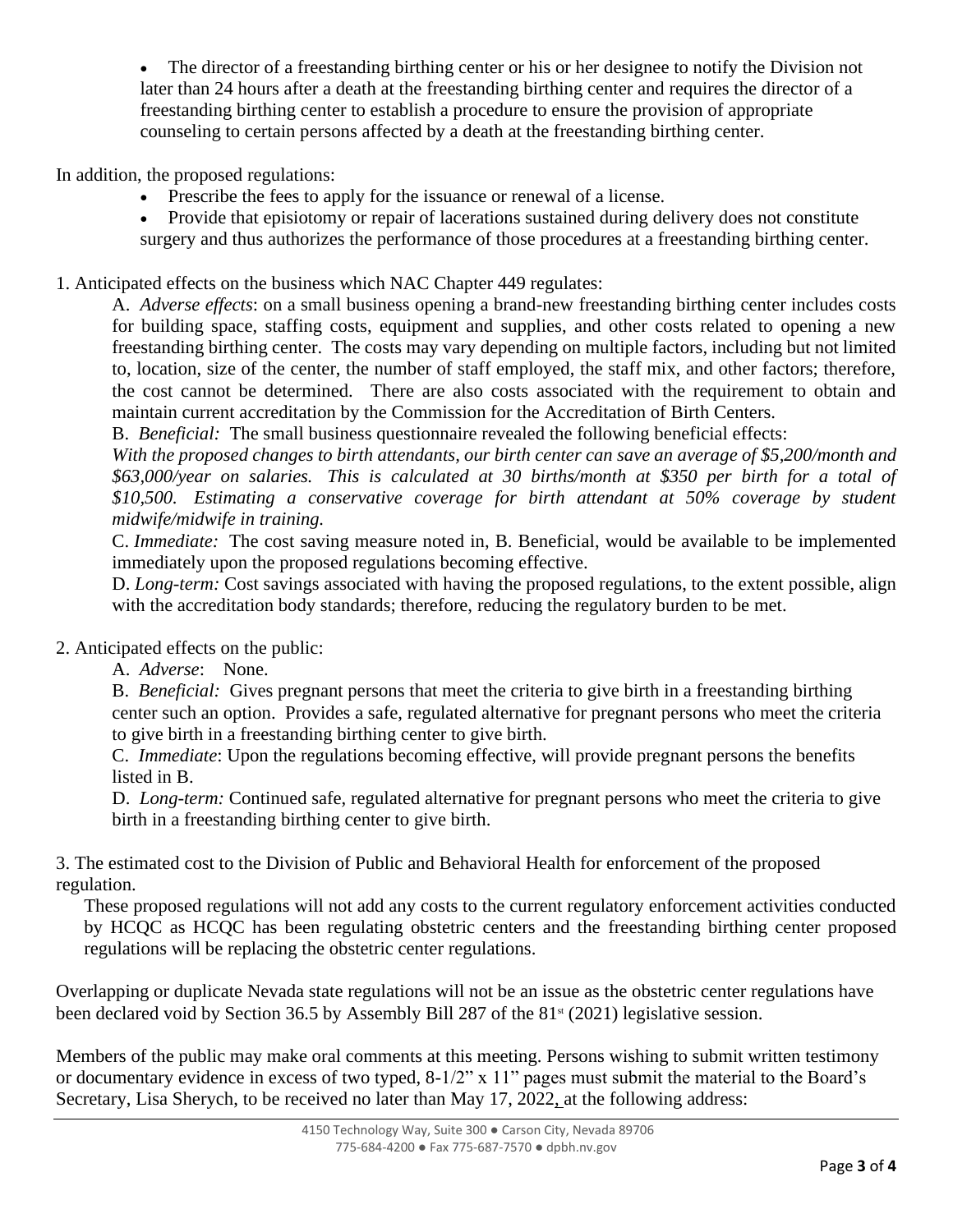- The director of a freestanding birthing center or his or her designee to notify the Division not later than 24 hours after a death at the freestanding birthing center and requires the director of a freestanding birthing center to establish a procedure to ensure the provision of appropriate counseling to certain persons affected by a death at the freestanding birthing center.

In addition, the proposed regulations:

- Prescribe the fees to apply for the issuance or renewal of a license.
- Provide that episiotomy or repair of lacerations sustained during delivery does not constitute surgery and thus authorizes the performance of those procedures at a freestanding birthing center.

1. Anticipated effects on the business which NAC Chapter 449 regulates:

    A. *Adverse effects*: on a small business opening a brand-new freestanding birthing center includes costs for building space, staffing costs, equipment and supplies, and other costs related to opening a new freestanding birthing center. The costs may vary depending on multiple factors, including but not limited to, location, size of the center, the number of staff employed, the staff mix, and other factors; therefore, the cost cannot be determined. There are also costs associated with the requirement to obtain and maintain current accreditation by the Commission for the Accreditation of Birth Centers.

    B. *Beneficial:* The small business questionnaire revealed the following beneficial effects:

    *With the proposed changes to birth attendants, our birth center can save an average of $5,200/month and $63,000/year on salaries. This is calculated at 30 births/month at $350 per birth for a total of $10,500. Estimating a conservative coverage for birth attendant at 50% coverage by student midwife/midwife in training.*

    C. *Immediate:* The cost saving measure noted in, B. Beneficial, would be available to be implemented immediately upon the proposed regulations becoming effective.

    D. *Long-term:* Cost savings associated with having the proposed regulations, to the extent possible, align with the accreditation body standards; therefore, reducing the regulatory burden to be met.

2. Anticipated effects on the public:

    A. *Adverse*: None.

    B. *Beneficial:* Gives pregnant persons that meet the criteria to give birth in a freestanding birthing center such an option. Provides a safe, regulated alternative for pregnant persons who meet the criteria to give birth in a freestanding birthing center to give birth.

    C. *Immediate*: Upon the regulations becoming effective, will provide pregnant persons the benefits listed in B.

    D. *Long-term:* Continued safe, regulated alternative for pregnant persons who meet the criteria to give birth in a freestanding birthing center to give birth.

3. The estimated cost to the Division of Public and Behavioral Health for enforcement of the proposed regulation.

    These proposed regulations will not add any costs to the current regulatory enforcement activities conducted by HCQC as HCQC has been regulating obstetric centers and the freestanding birthing center proposed regulations will be replacing the obstetric center regulations.

Overlapping or duplicate Nevada state regulations will not be an issue as the obstetric center regulations have been declared void by Section 36.5 by Assembly Bill 287 of the 81st (2021) legislative session.

Members of the public may make oral comments at this meeting. Persons wishing to submit written testimony or documentary evidence in excess of two typed, 8-1/2" x 11" pages must submit the material to the Board's Secretary, Lisa Sherych, to be received no later than May 17, 2022, at the following address: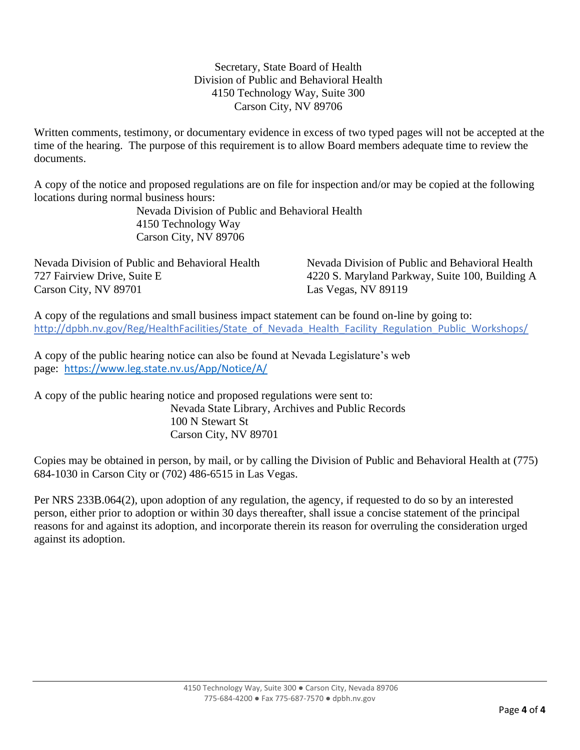Secretary, State Board of Health
Division of Public and Behavioral Health
4150 Technology Way, Suite 300
Carson City, NV 89706

Written comments, testimony, or documentary evidence in excess of two typed pages will not be accepted at the time of the hearing. The purpose of this requirement is to allow Board members adequate time to review the documents.

A copy of the notice and proposed regulations are on file for inspection and/or may be copied at the following locations during normal business hours:

Nevada Division of Public and Behavioral Health
4150 Technology Way
Carson City, NV 89706

Nevada Division of Public and Behavioral Health
727 Fairview Drive, Suite E
Carson City, NV 89701

Nevada Division of Public and Behavioral Health
4220 S. Maryland Parkway, Suite 100, Building A
Las Vegas, NV 89119

A copy of the regulations and small business impact statement can be found on-line by going to:
http://dpbh.nv.gov/Reg/HealthFacilities/State_of_Nevada_Health_Facility_Regulation_Public_Workshops/

A copy of the public hearing notice can also be found at Nevada Legislature's web page: https://www.leg.state.nv.us/App/Notice/A/

A copy of the public hearing notice and proposed regulations were sent to:

Nevada State Library, Archives and Public Records
100 N Stewart St
Carson City, NV 89701

Copies may be obtained in person, by mail, or by calling the Division of Public and Behavioral Health at (775) 684-1030 in Carson City or (702) 486-6515 in Las Vegas.

Per NRS 233B.064(2), upon adoption of any regulation, the agency, if requested to do so by an interested person, either prior to adoption or within 30 days thereafter, shall issue a concise statement of the principal reasons for and against its adoption, and incorporate therein its reason for overruling the consideration urged against its adoption.